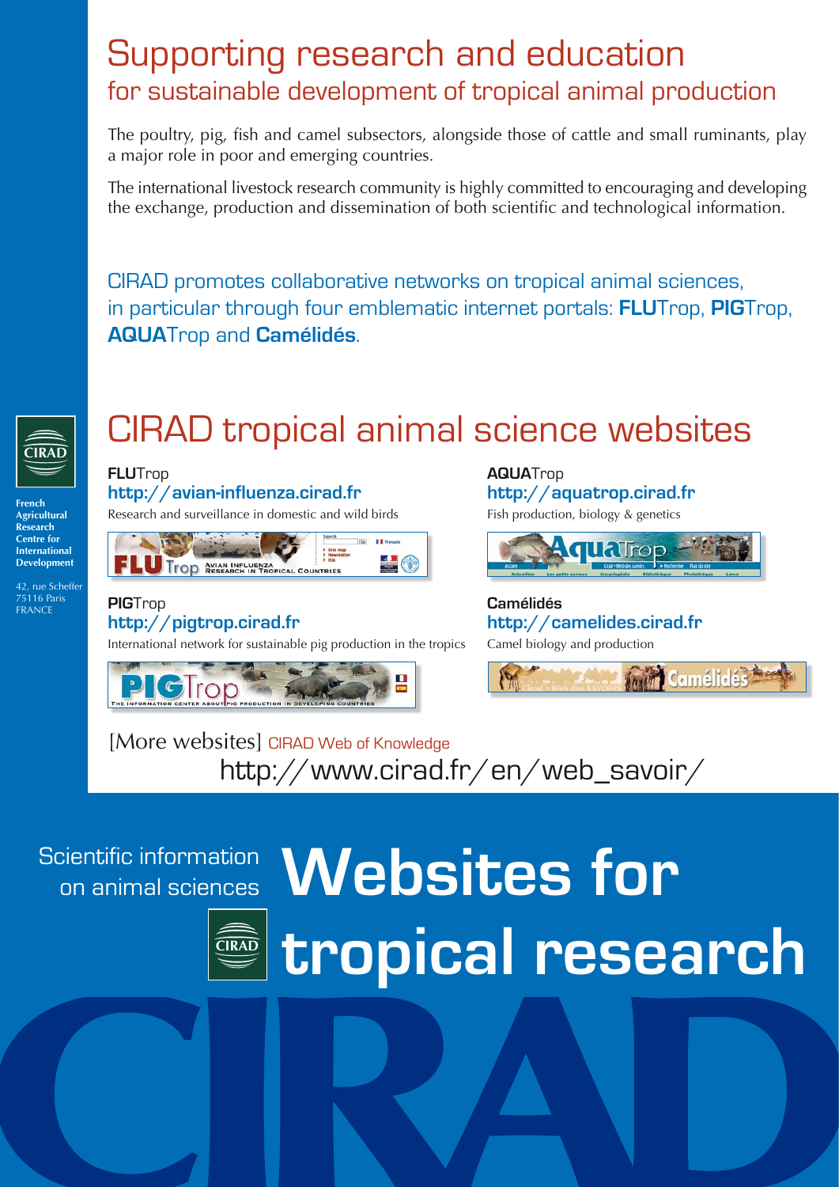# Supporting research and education

## for sustainable development of tropical animal production

The poultry, pig, fish and camel subsectors, alongside those of cattle and small ruminants, play a major role in poor and emerging countries.

The international livestock research community is highly committed to encouraging and developing the exchange, production and dissemination of both scientific and technological information.

CIRAD promotes collaborative networks on tropical animal sciences, in particular through four emblematic internet portals: **FLU**Trop, **PIG**Trop, **AQUA**Trop and **Camélidés**.

CIRAD

**French Agricultural Research Centre for International Development**

42, rue Scheffer
75116 Paris
FRANCE

# CIRAD tropical animal science websites

**FLU**Trop
**http://avian-influenza.cirad.fr**
Research and surveillance in domestic and wild birds

**PIG**Trop
**http://pigtrop.cirad.fr**
International network for sustainable pig production in the tropics

**AQUA**Trop
**http://aquatrop.cirad.fr**
Fish production, biology & genetics

**Camélidés**
**http://camelides.cirad.fr**
Camel biology and production

[More websites] CIRAD Web of Knowledge
http://www.cirad.fr/en/web_savoir/

Scientific information on animal sciences

# Websites for tropical research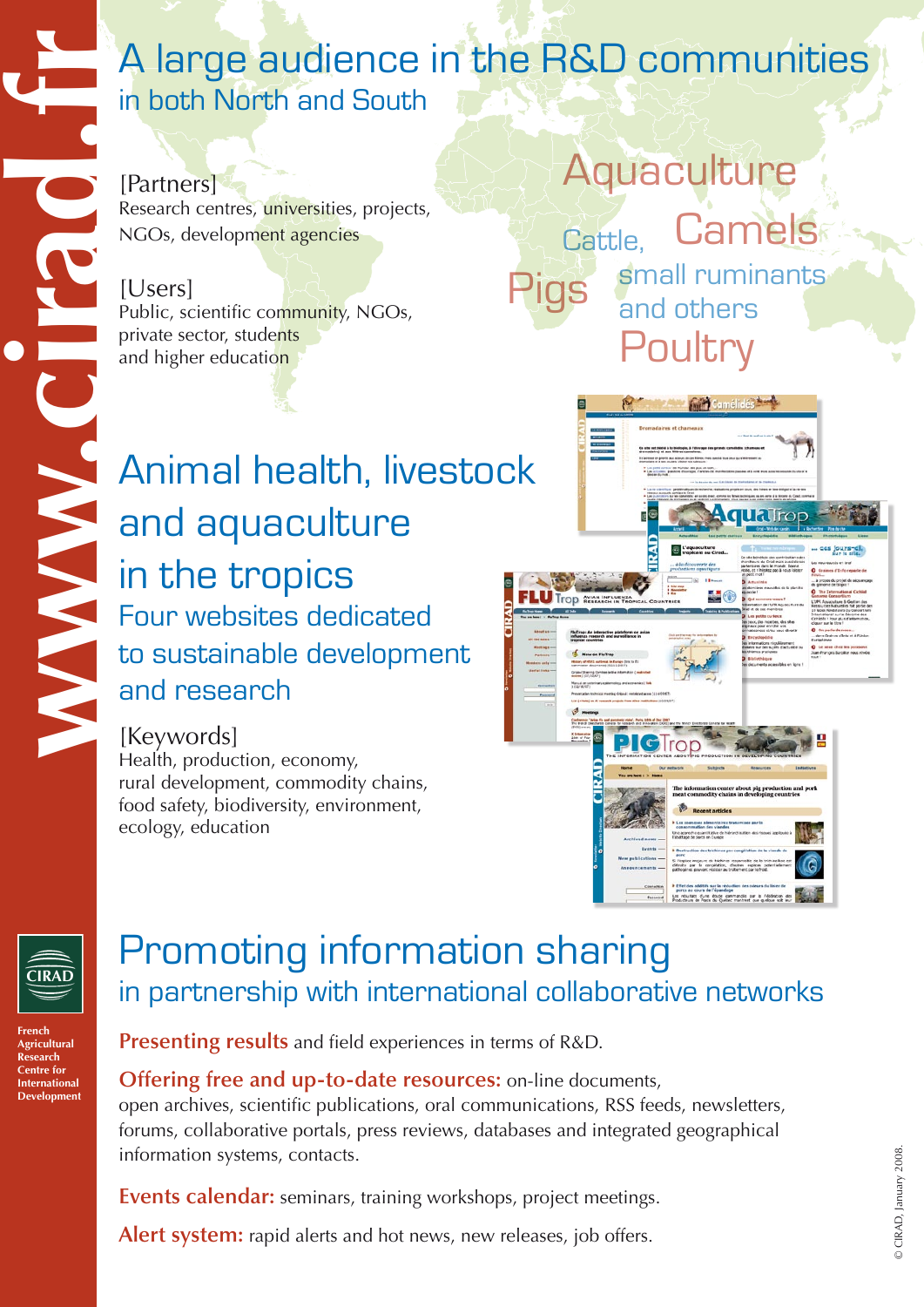www.cirad.fr

# A large audience in the R&D communities

## in both North and South

[Partners]
Research centres, universities, projects, NGOs, development agencies

[Users]
Public, scientific community, NGOs, private sector, students and higher education

Aquaculture

Cattle, Camels

Pigs small ruminants and others

Poultry

# Animal health, livestock and aquaculture in the tropics

## Four websites dedicated to sustainable development and research

[Keywords]
Health, production, economy, rural development, commodity chains, food safety, biodiversity, environment, ecology, education

CIRAD

French Agricultural Research Centre for International Development

# Promoting information sharing

## in partnership with international collaborative networks

**Presenting results** and field experiences in terms of R&D.

**Offering free and up-to-date resources:** on-line documents, open archives, scientific publications, oral communications, RSS feeds, newsletters, forums, collaborative portals, press reviews, databases and integrated geographical information systems, contacts.

**Events calendar:** seminars, training workshops, project meetings.

**Alert system:** rapid alerts and hot news, new releases, job offers.

© CIRAD, January 2008.